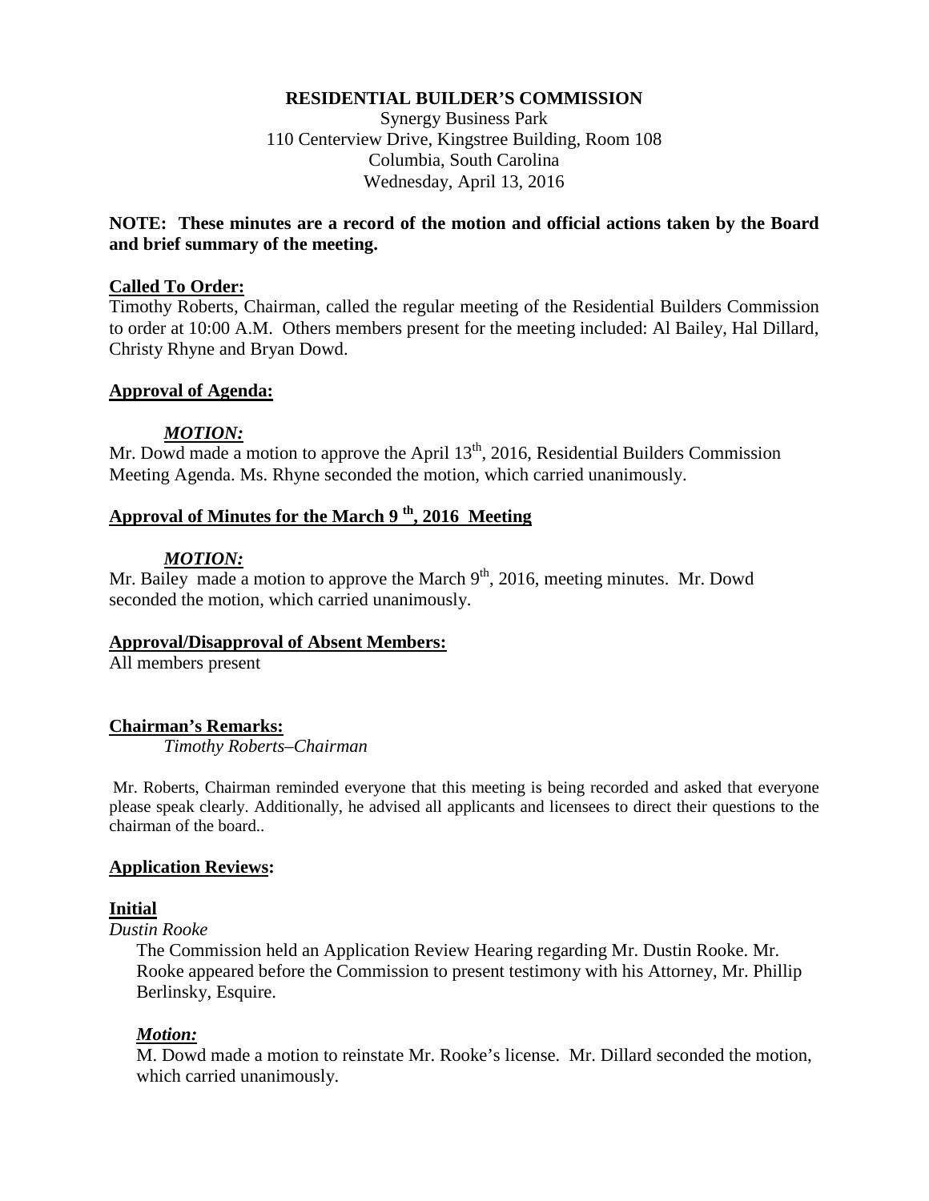**RESIDENTIAL BUILDER'S COMMISSION**

Synergy Business Park
110 Centerview Drive, Kingstree Building, Room 108
Columbia, South Carolina
Wednesday, April 13, 2016

**NOTE: These minutes are a record of the motion and official actions taken by the Board and brief summary of the meeting.**

**Called To Order:**

Timothy Roberts, Chairman, called the regular meeting of the Residential Builders Commission to order at 10:00 A.M. Others members present for the meeting included: Al Bailey, Hal Dillard, Christy Rhyne and Bryan Dowd.

**Approval of Agenda:**

***MOTION:***

Mr. Dowd made a motion to approve the April 13th, 2016, Residential Builders Commission Meeting Agenda. Ms. Rhyne seconded the motion, which carried unanimously.

**Approval of Minutes for the March 9 th, 2016 Meeting**

***MOTION:***

Mr. Bailey made a motion to approve the March 9th, 2016, meeting minutes. Mr. Dowd seconded the motion, which carried unanimously.

**Approval/Disapproval of Absent Members:**

All members present

**Chairman's Remarks:**

*Timothy Roberts–Chairman*

Mr. Roberts, Chairman reminded everyone that this meeting is being recorded and asked that everyone please speak clearly. Additionally, he advised all applicants and licensees to direct their questions to the chairman of the board..

**Application Reviews:**

**Initial**

*Dustin Rooke*

The Commission held an Application Review Hearing regarding Mr. Dustin Rooke. Mr. Rooke appeared before the Commission to present testimony with his Attorney, Mr. Phillip Berlinsky, Esquire.

***Motion:***

M. Dowd made a motion to reinstate Mr. Rooke's license. Mr. Dillard seconded the motion, which carried unanimously.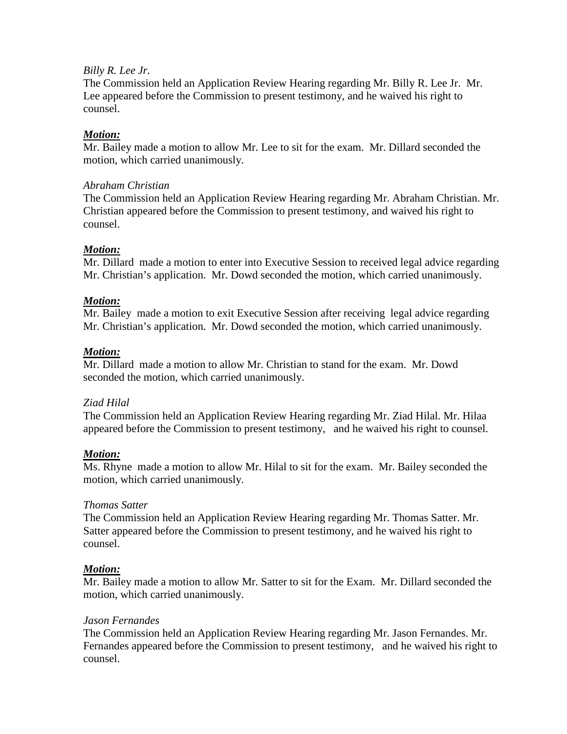*Billy R. Lee Jr.*

The Commission held an Application Review Hearing regarding Mr. Billy R. Lee Jr. Mr. Lee appeared before the Commission to present testimony, and he waived his right to counsel.

***Motion:***

Mr. Bailey made a motion to allow Mr. Lee to sit for the exam. Mr. Dillard seconded the motion, which carried unanimously.

*Abraham Christian*

The Commission held an Application Review Hearing regarding Mr. Abraham Christian. Mr. Christian appeared before the Commission to present testimony, and waived his right to counsel.

***Motion:***

Mr. Dillard made a motion to enter into Executive Session to received legal advice regarding Mr. Christian's application. Mr. Dowd seconded the motion, which carried unanimously.

***Motion:***

Mr. Bailey made a motion to exit Executive Session after receiving legal advice regarding Mr. Christian's application. Mr. Dowd seconded the motion, which carried unanimously.

***Motion:***

Mr. Dillard made a motion to allow Mr. Christian to stand for the exam. Mr. Dowd seconded the motion, which carried unanimously.

*Ziad Hilal*

The Commission held an Application Review Hearing regarding Mr. Ziad Hilal. Mr. Hilaa appeared before the Commission to present testimony, and he waived his right to counsel.

***Motion:***

Ms. Rhyne made a motion to allow Mr. Hilal to sit for the exam. Mr. Bailey seconded the motion, which carried unanimously.

*Thomas Satter*

The Commission held an Application Review Hearing regarding Mr. Thomas Satter. Mr. Satter appeared before the Commission to present testimony, and he waived his right to counsel.

***Motion:***

Mr. Bailey made a motion to allow Mr. Satter to sit for the Exam. Mr. Dillard seconded the motion, which carried unanimously.

*Jason Fernandes*

The Commission held an Application Review Hearing regarding Mr. Jason Fernandes. Mr. Fernandes appeared before the Commission to present testimony, and he waived his right to counsel.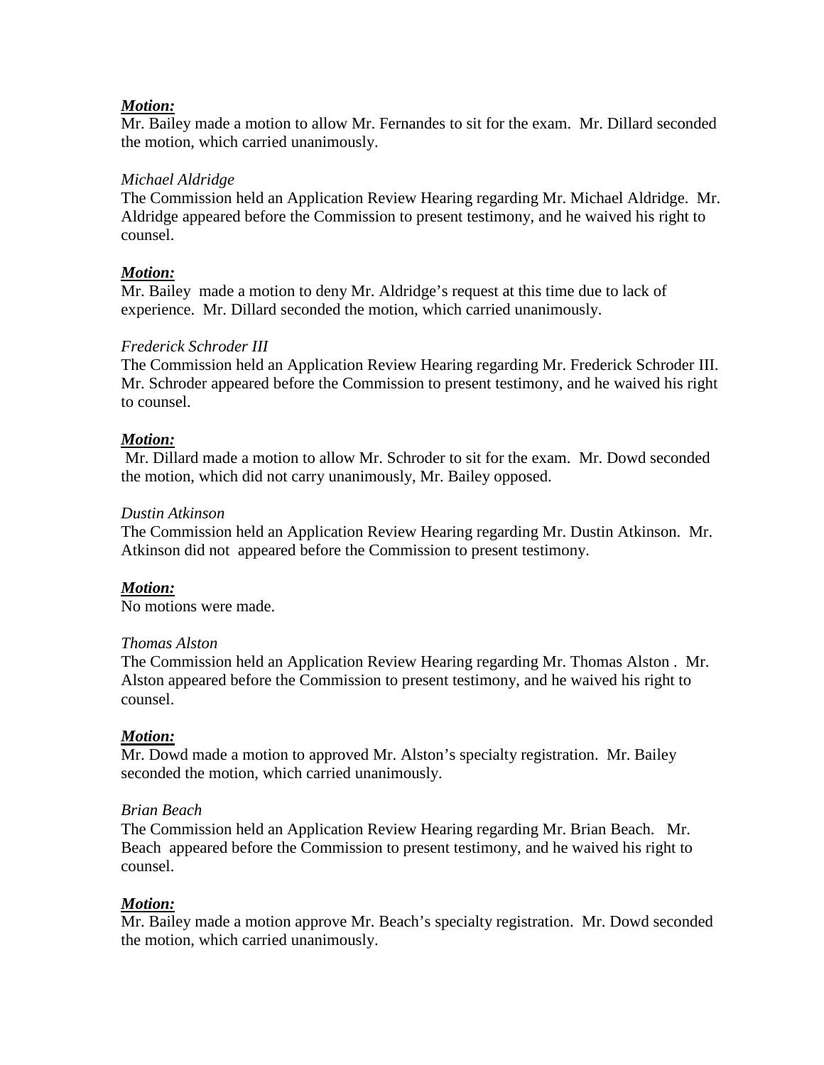***Motion:***
Mr. Bailey made a motion to allow Mr. Fernandes to sit for the exam. Mr. Dillard seconded the motion, which carried unanimously.

*Michael Aldridge*
The Commission held an Application Review Hearing regarding Mr. Michael Aldridge. Mr. Aldridge appeared before the Commission to present testimony, and he waived his right to counsel.

***Motion:***
Mr. Bailey made a motion to deny Mr. Aldridge's request at this time due to lack of experience. Mr. Dillard seconded the motion, which carried unanimously.

*Frederick Schroder III*
The Commission held an Application Review Hearing regarding Mr. Frederick Schroder III. Mr. Schroder appeared before the Commission to present testimony, and he waived his right to counsel.

***Motion:***
Mr. Dillard made a motion to allow Mr. Schroder to sit for the exam. Mr. Dowd seconded the motion, which did not carry unanimously, Mr. Bailey opposed.

*Dustin Atkinson*
The Commission held an Application Review Hearing regarding Mr. Dustin Atkinson. Mr. Atkinson did not appeared before the Commission to present testimony.

***Motion:***
No motions were made.

*Thomas Alston*
The Commission held an Application Review Hearing regarding Mr. Thomas Alston . Mr. Alston appeared before the Commission to present testimony, and he waived his right to counsel.

***Motion:***
Mr. Dowd made a motion to approved Mr. Alston's specialty registration. Mr. Bailey seconded the motion, which carried unanimously.

*Brian Beach*
The Commission held an Application Review Hearing regarding Mr. Brian Beach. Mr. Beach appeared before the Commission to present testimony, and he waived his right to counsel.

***Motion:***
Mr. Bailey made a motion approve Mr. Beach's specialty registration. Mr. Dowd seconded the motion, which carried unanimously.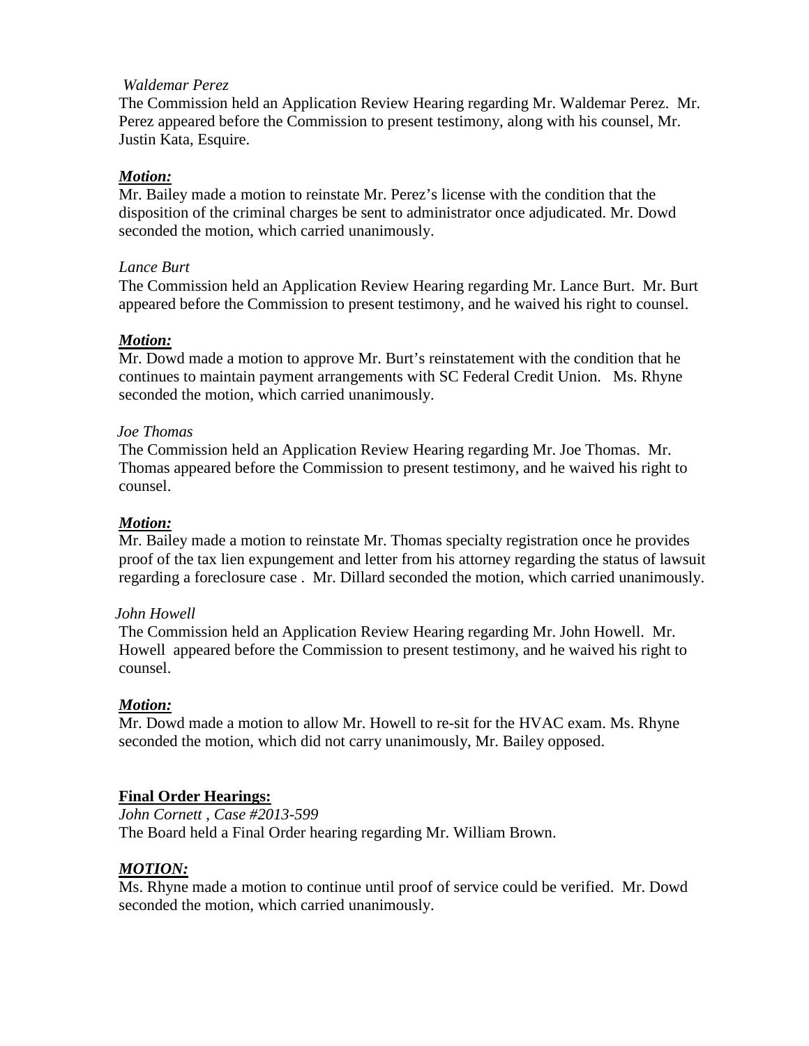*Waldemar Perez*

The Commission held an Application Review Hearing regarding Mr. Waldemar Perez. Mr. Perez appeared before the Commission to present testimony, along with his counsel, Mr. Justin Kata, Esquire.

***Motion:***

Mr. Bailey made a motion to reinstate Mr. Perez's license with the condition that the disposition of the criminal charges be sent to administrator once adjudicated. Mr. Dowd seconded the motion, which carried unanimously.

*Lance Burt*

The Commission held an Application Review Hearing regarding Mr. Lance Burt. Mr. Burt appeared before the Commission to present testimony, and he waived his right to counsel.

***Motion:***

Mr. Dowd made a motion to approve Mr. Burt's reinstatement with the condition that he continues to maintain payment arrangements with SC Federal Credit Union. Ms. Rhyne seconded the motion, which carried unanimously.

*Joe Thomas*

The Commission held an Application Review Hearing regarding Mr. Joe Thomas. Mr. Thomas appeared before the Commission to present testimony, and he waived his right to counsel.

***Motion:***

Mr. Bailey made a motion to reinstate Mr. Thomas specialty registration once he provides proof of the tax lien expungement and letter from his attorney regarding the status of lawsuit regarding a foreclosure case . Mr. Dillard seconded the motion, which carried unanimously.

*John Howell*

The Commission held an Application Review Hearing regarding Mr. John Howell. Mr. Howell appeared before the Commission to present testimony, and he waived his right to counsel.

***Motion:***

Mr. Dowd made a motion to allow Mr. Howell to re-sit for the HVAC exam. Ms. Rhyne seconded the motion, which did not carry unanimously, Mr. Bailey opposed.

**Final Order Hearings:**

*John Cornett , Case #2013-599*

The Board held a Final Order hearing regarding Mr. William Brown.

***MOTION:***

Ms. Rhyne made a motion to continue until proof of service could be verified. Mr. Dowd seconded the motion, which carried unanimously.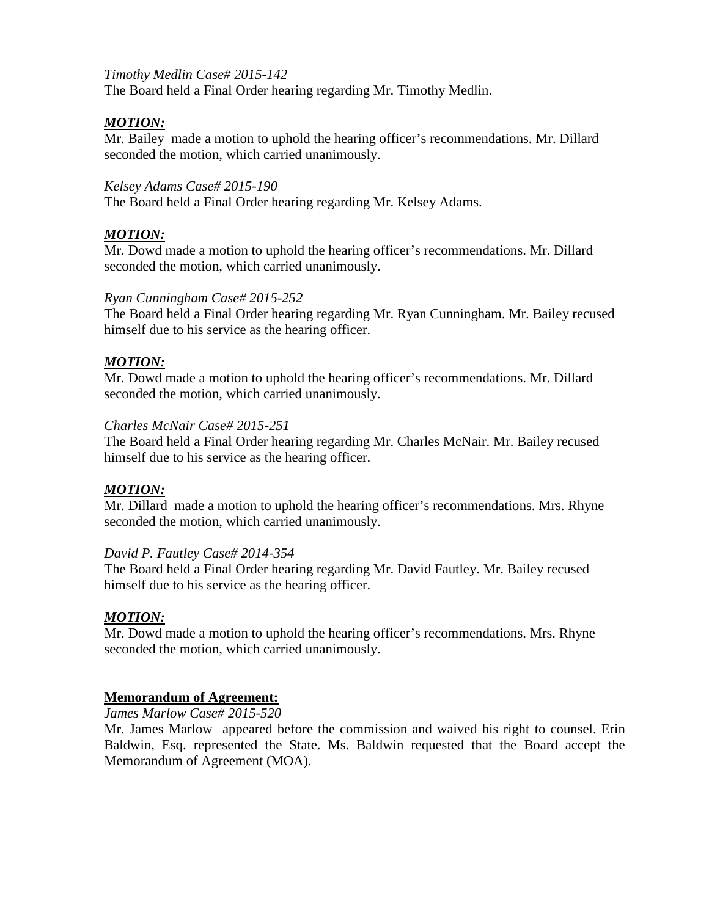*Timothy Medlin Case# 2015-142*
The Board held a Final Order hearing regarding Mr. Timothy Medlin.

***MOTION:***
Mr. Bailey made a motion to uphold the hearing officer's recommendations. Mr. Dillard seconded the motion, which carried unanimously.

*Kelsey Adams Case# 2015-190*
The Board held a Final Order hearing regarding Mr. Kelsey Adams.

***MOTION:***
Mr. Dowd made a motion to uphold the hearing officer's recommendations. Mr. Dillard seconded the motion, which carried unanimously.

*Ryan Cunningham Case# 2015-252*
The Board held a Final Order hearing regarding Mr. Ryan Cunningham. Mr. Bailey recused himself due to his service as the hearing officer.

***MOTION:***
Mr. Dowd made a motion to uphold the hearing officer's recommendations. Mr. Dillard seconded the motion, which carried unanimously.

*Charles McNair Case# 2015-251*
The Board held a Final Order hearing regarding Mr. Charles McNair. Mr. Bailey recused himself due to his service as the hearing officer.

***MOTION:***
Mr. Dillard made a motion to uphold the hearing officer's recommendations. Mrs. Rhyne seconded the motion, which carried unanimously.

*David P. Fautley Case# 2014-354*
The Board held a Final Order hearing regarding Mr. David Fautley. Mr. Bailey recused himself due to his service as the hearing officer.

***MOTION:***
Mr. Dowd made a motion to uphold the hearing officer's recommendations. Mrs. Rhyne seconded the motion, which carried unanimously.

**Memorandum of Agreement:**
*James Marlow Case# 2015-520*
Mr. James Marlow appeared before the commission and waived his right to counsel. Erin Baldwin, Esq. represented the State. Ms. Baldwin requested that the Board accept the Memorandum of Agreement (MOA).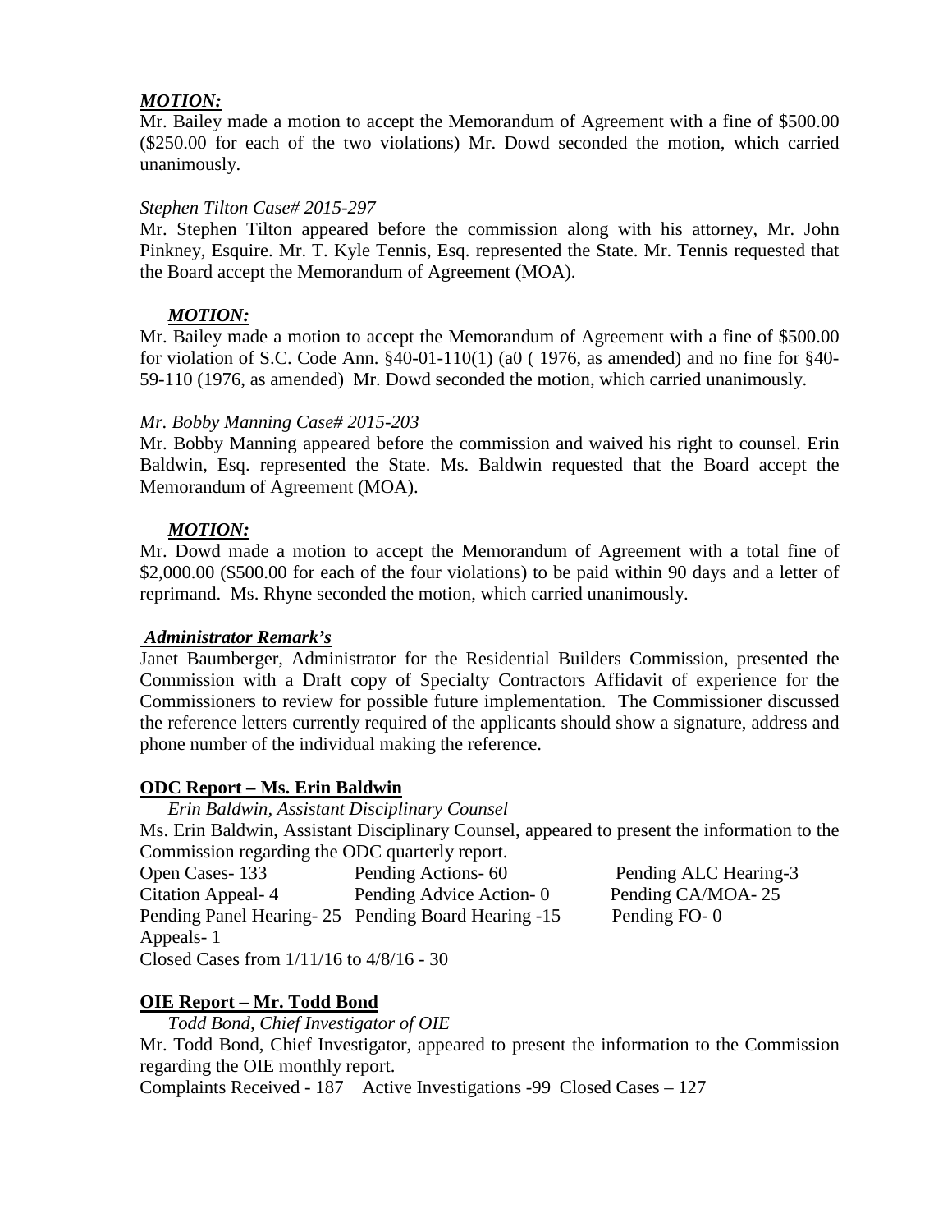***MOTION:***

Mr. Bailey made a motion to accept the Memorandum of Agreement with a fine of $500.00 ($250.00 for each of the two violations) Mr. Dowd seconded the motion, which carried unanimously.

*Stephen Tilton Case# 2015-297*

Mr. Stephen Tilton appeared before the commission along with his attorney, Mr. John Pinkney, Esquire. Mr. T. Kyle Tennis, Esq. represented the State. Mr. Tennis requested that the Board accept the Memorandum of Agreement (MOA).

***MOTION:***

Mr. Bailey made a motion to accept the Memorandum of Agreement with a fine of $500.00 for violation of S.C. Code Ann. §40-01-110(1) (a0 ( 1976, as amended) and no fine for §40-59-110 (1976, as amended) Mr. Dowd seconded the motion, which carried unanimously.

*Mr. Bobby Manning Case# 2015-203*

Mr. Bobby Manning appeared before the commission and waived his right to counsel. Erin Baldwin, Esq. represented the State. Ms. Baldwin requested that the Board accept the Memorandum of Agreement (MOA).

***MOTION:***

Mr. Dowd made a motion to accept the Memorandum of Agreement with a total fine of $2,000.00 ($500.00 for each of the four violations) to be paid within 90 days and a letter of reprimand. Ms. Rhyne seconded the motion, which carried unanimously.

***Administrator Remark's***

Janet Baumberger, Administrator for the Residential Builders Commission, presented the Commission with a Draft copy of Specialty Contractors Affidavit of experience for the Commissioners to review for possible future implementation. The Commissioner discussed the reference letters currently required of the applicants should show a signature, address and phone number of the individual making the reference.

**ODC Report – Ms. Erin Baldwin**

*Erin Baldwin, Assistant Disciplinary Counsel*

Ms. Erin Baldwin, Assistant Disciplinary Counsel, appeared to present the information to the Commission regarding the ODC quarterly report.

Open Cases- 133 Pending Actions- 60 Pending ALC Hearing-3
Citation Appeal- 4 Pending Advice Action- 0 Pending CA/MOA- 25
Pending Panel Hearing- 25 Pending Board Hearing -15 Pending FO- 0
Appeals- 1
Closed Cases from 1/11/16 to 4/8/16 - 30

**OIE Report – Mr. Todd Bond**

*Todd Bond, Chief Investigator of OIE*

Mr. Todd Bond, Chief Investigator, appeared to present the information to the Commission regarding the OIE monthly report.

Complaints Received - 187 Active Investigations -99 Closed Cases – 127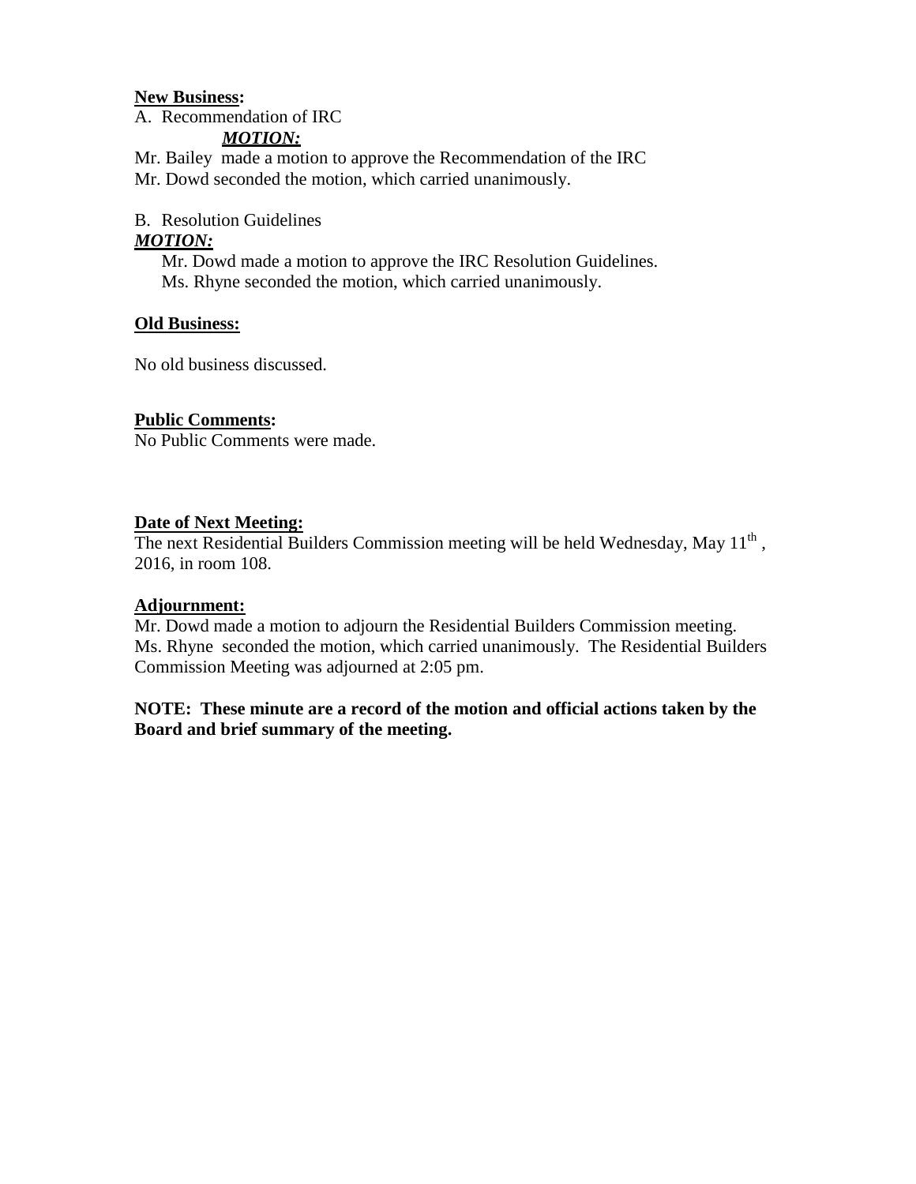**New Business:**

A. Recommendation of IRC

***MOTION:***

Mr. Bailey made a motion to approve the Recommendation of the IRC
Mr. Dowd seconded the motion, which carried unanimously.

B. Resolution Guidelines

***MOTION:***

Mr. Dowd made a motion to approve the IRC Resolution Guidelines.
Ms. Rhyne seconded the motion, which carried unanimously.

**Old Business:**

No old business discussed.

**Public Comments:**

No Public Comments were made.

**Date of Next Meeting:**

The next Residential Builders Commission meeting will be held Wednesday, May 11th , 2016, in room 108.

**Adjournment:**

Mr. Dowd made a motion to adjourn the Residential Builders Commission meeting. Ms. Rhyne seconded the motion, which carried unanimously. The Residential Builders Commission Meeting was adjourned at 2:05 pm.

**NOTE: These minute are a record of the motion and official actions taken by the Board and brief summary of the meeting.**